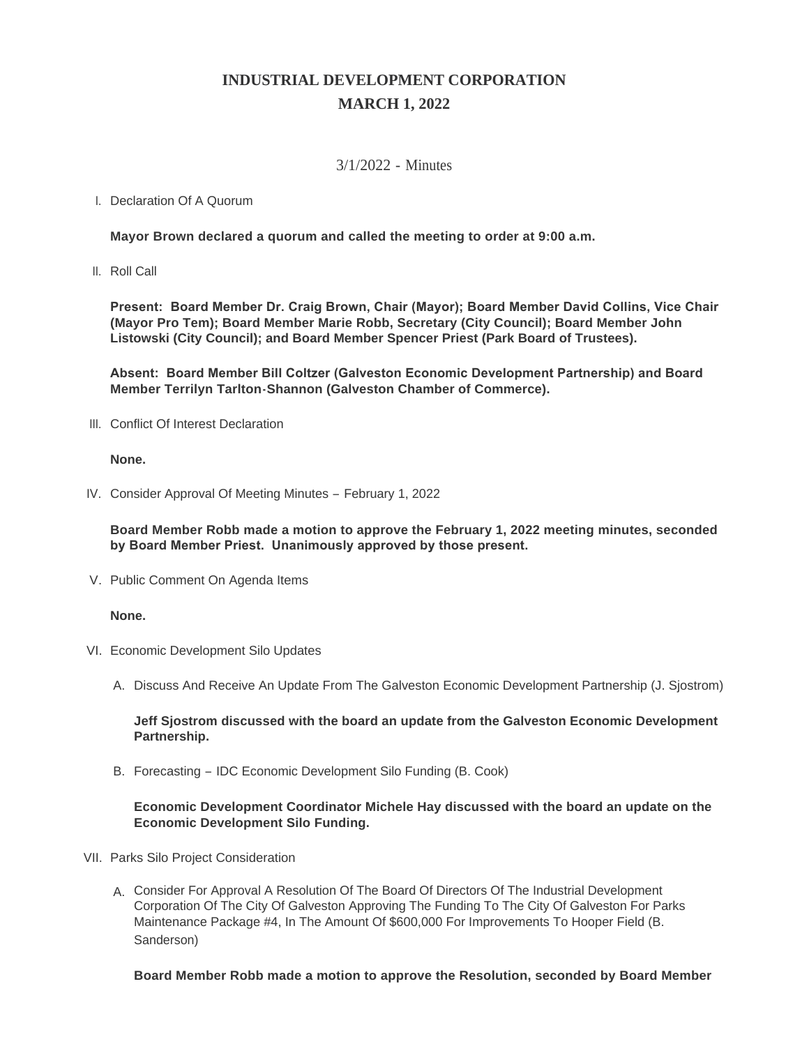# INDUSTRIAL DEVELOPMENT CORPORATION
## MARCH 1, 2022

3/1/2022 - Minutes

I. Declaration Of A Quorum

**Mayor Brown declared a quorum and called the meeting to order at 9:00 a.m.**

II. Roll Call

**Present: Board Member Dr. Craig Brown, Chair (Mayor); Board Member David Collins, Vice Chair (Mayor Pro Tem); Board Member Marie Robb, Secretary (City Council); Board Member John Listowski (City Council); and Board Member Spencer Priest (Park Board of Trustees).**

**Absent: Board Member Bill Coltzer (Galveston Economic Development Partnership) and Board Member Terrilyn Tarlton-Shannon (Galveston Chamber of Commerce).**

III. Conflict Of Interest Declaration

**None.**

IV. Consider Approval Of Meeting Minutes – February 1, 2022

**Board Member Robb made a motion to approve the February 1, 2022 meeting minutes, seconded by Board Member Priest. Unanimously approved by those present.**

V. Public Comment On Agenda Items

**None.**

VI. Economic Development Silo Updates

A. Discuss And Receive An Update From The Galveston Economic Development Partnership (J. Sjostrom)

**Jeff Sjostrom discussed with the board an update from the Galveston Economic Development Partnership.**

B. Forecasting – IDC Economic Development Silo Funding (B. Cook)

**Economic Development Coordinator Michele Hay discussed with the board an update on the Economic Development Silo Funding.**

VII. Parks Silo Project Consideration

A. Consider For Approval A Resolution Of The Board Of Directors Of The Industrial Development Corporation Of The City Of Galveston Approving The Funding To The City Of Galveston For Parks Maintenance Package #4, In The Amount Of $600,000 For Improvements To Hooper Field (B. Sanderson)

**Board Member Robb made a motion to approve the Resolution, seconded by Board Member**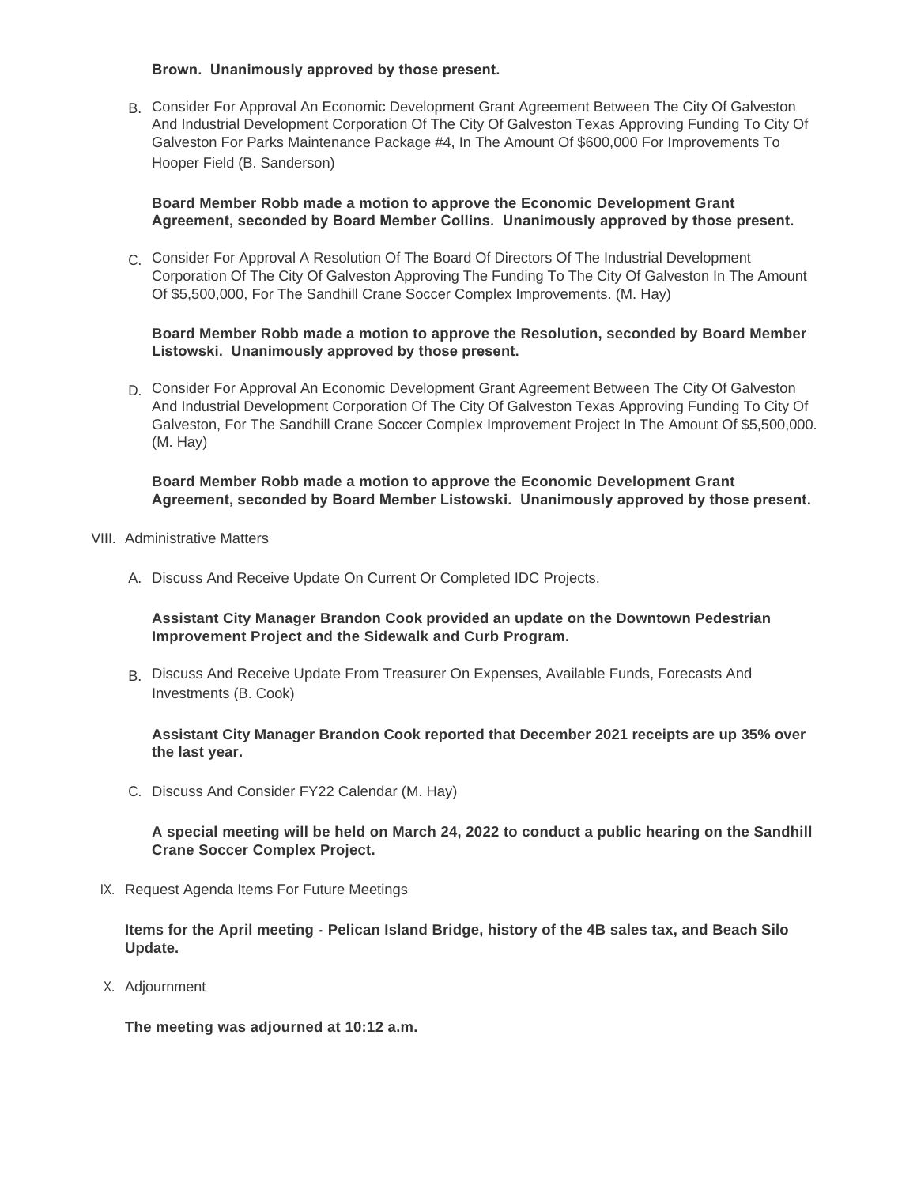**Brown. Unanimously approved by those present.**

B. Consider For Approval An Economic Development Grant Agreement Between The City Of Galveston And Industrial Development Corporation Of The City Of Galveston Texas Approving Funding To City Of Galveston For Parks Maintenance Package #4, In The Amount Of $600,000 For Improvements To Hooper Field (B. Sanderson)

**Board Member Robb made a motion to approve the Economic Development Grant Agreement, seconded by Board Member Collins. Unanimously approved by those present.**

C. Consider For Approval A Resolution Of The Board Of Directors Of The Industrial Development Corporation Of The City Of Galveston Approving The Funding To The City Of Galveston In The Amount Of $5,500,000, For The Sandhill Crane Soccer Complex Improvements. (M. Hay)

**Board Member Robb made a motion to approve the Resolution, seconded by Board Member Listowski. Unanimously approved by those present.**

D. Consider For Approval An Economic Development Grant Agreement Between The City Of Galveston And Industrial Development Corporation Of The City Of Galveston Texas Approving Funding To City Of Galveston, For The Sandhill Crane Soccer Complex Improvement Project In The Amount Of $5,500,000. (M. Hay)

**Board Member Robb made a motion to approve the Economic Development Grant Agreement, seconded by Board Member Listowski. Unanimously approved by those present.**

VIII. Administrative Matters

A. Discuss And Receive Update On Current Or Completed IDC Projects.

**Assistant City Manager Brandon Cook provided an update on the Downtown Pedestrian Improvement Project and the Sidewalk and Curb Program.**

B. Discuss And Receive Update From Treasurer On Expenses, Available Funds, Forecasts And Investments (B. Cook)

**Assistant City Manager Brandon Cook reported that December 2021 receipts are up 35% over the last year.**

C. Discuss And Consider FY22 Calendar (M. Hay)

**A special meeting will be held on March 24, 2022 to conduct a public hearing on the Sandhill Crane Soccer Complex Project.**

IX. Request Agenda Items For Future Meetings

**Items for the April meeting - Pelican Island Bridge, history of the 4B sales tax, and Beach Silo Update.**

X. Adjournment

**The meeting was adjourned at 10:12 a.m.**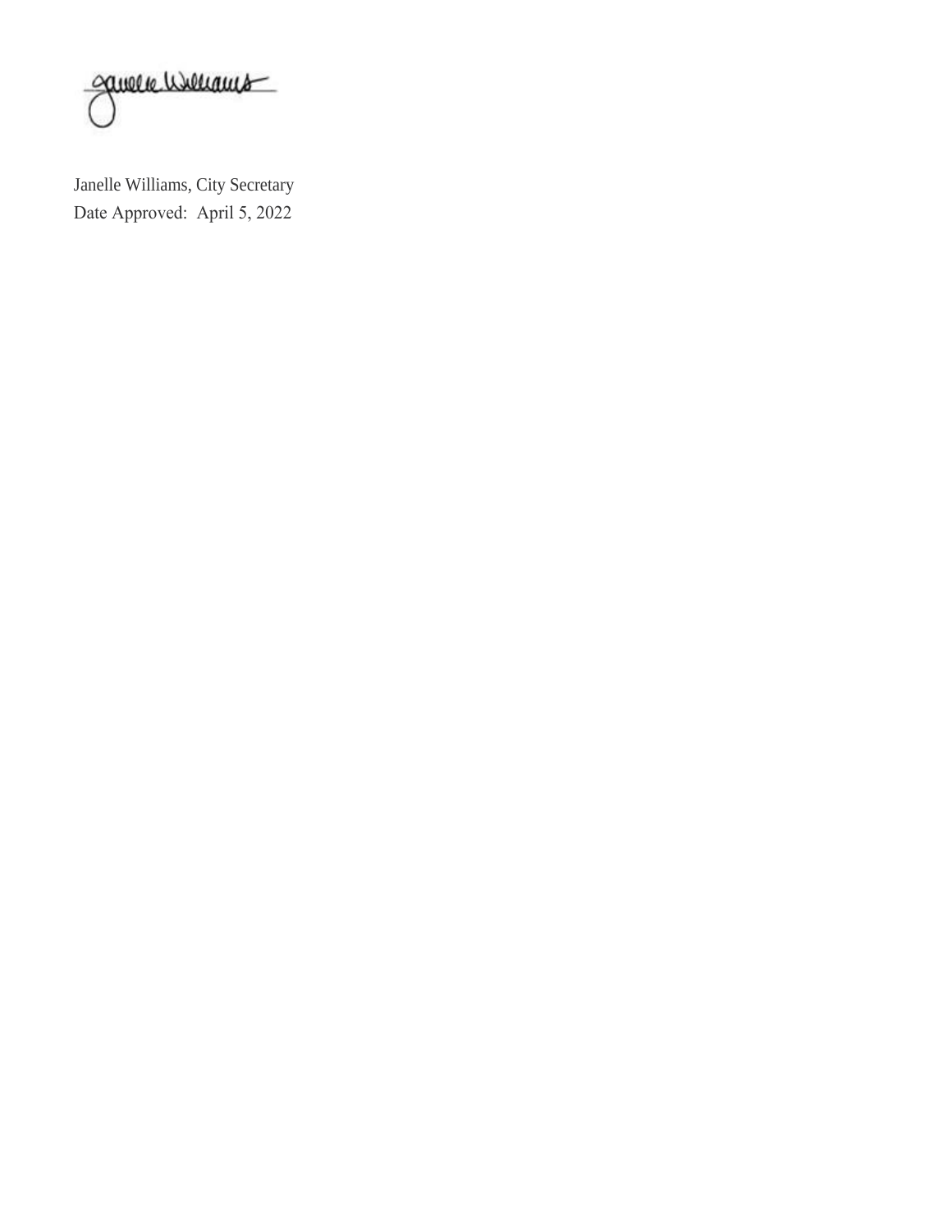Janelle Williams, City Secretary
Date Approved: April 5, 2022